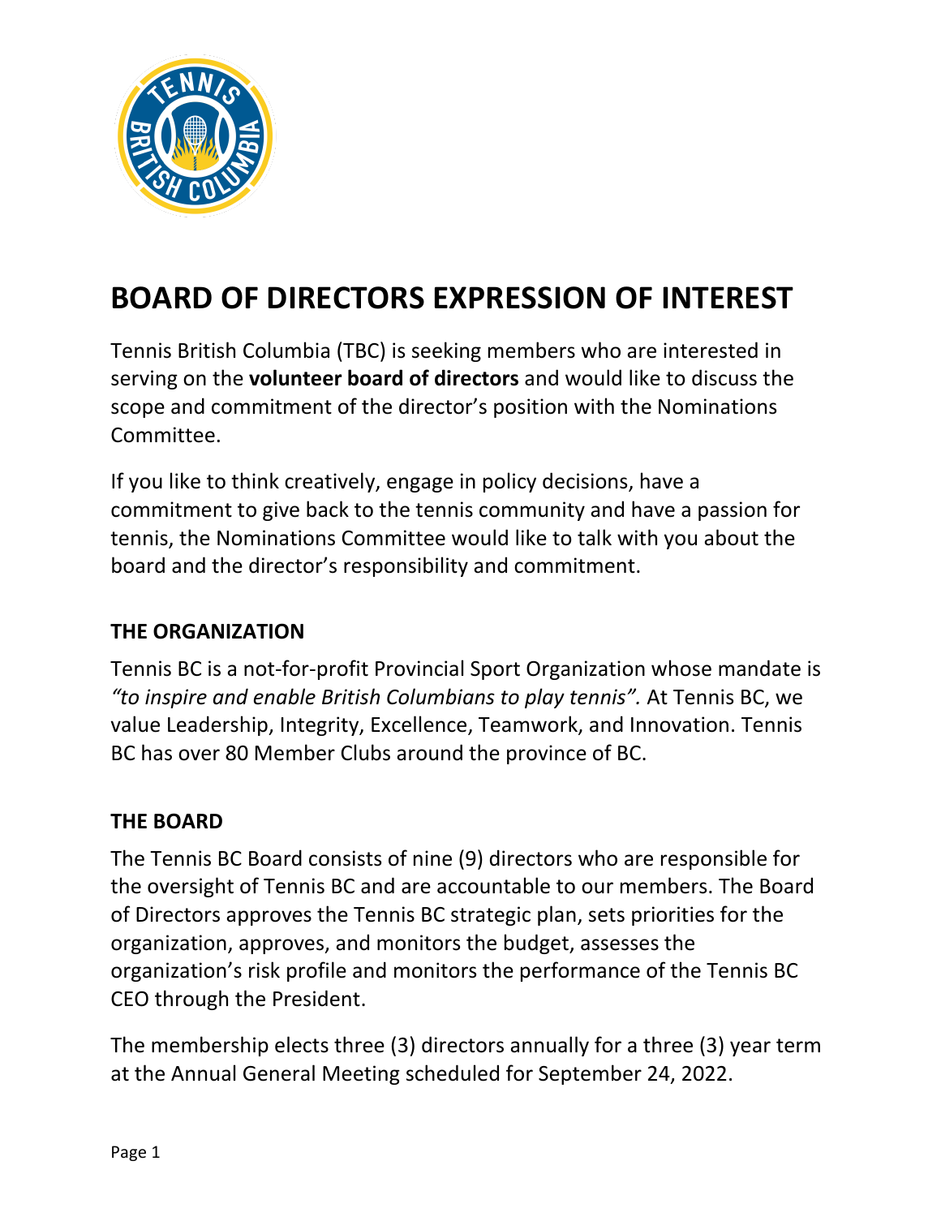# BOARD OF DIRECTORS EXPRESSION OF INTEREST

Tennis British Columbia (TBC) is seeking members who are interested in serving on the **volunteer board of directors** and would like to discuss the scope and commitment of the director's position with the Nominations Committee.

If you like to think creatively, engage in policy decisions, have a commitment to give back to the tennis community and have a passion for tennis, the Nominations Committee would like to talk with you about the board and the director's responsibility and commitment.

## THE ORGANIZATION

Tennis BC is a not-for-profit Provincial Sport Organization whose mandate is *"to inspire and enable British Columbians to play tennis".* At Tennis BC, we value Leadership, Integrity, Excellence, Teamwork, and Innovation. Tennis BC has over 80 Member Clubs around the province of BC.

## THE BOARD

The Tennis BC Board consists of nine (9) directors who are responsible for the oversight of Tennis BC and are accountable to our members. The Board of Directors approves the Tennis BC strategic plan, sets priorities for the organization, approves, and monitors the budget, assesses the organization's risk profile and monitors the performance of the Tennis BC CEO through the President.

The membership elects three (3) directors annually for a three (3) year term at the Annual General Meeting scheduled for September 24, 2022.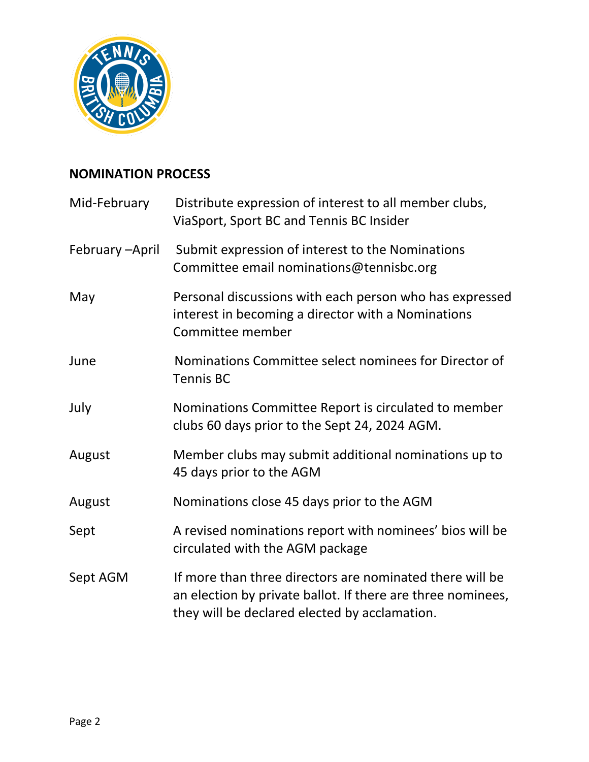## NOMINATION PROCESS

| | |
|---|---|
| Mid-February | Distribute expression of interest to all member clubs, ViaSport, Sport BC and Tennis BC Insider |
| February –April | Submit expression of interest to the Nominations Committee email nominations@tennisbc.org |
| May | Personal discussions with each person who has expressed interest in becoming a director with a Nominations Committee member |
| June | Nominations Committee select nominees for Director of Tennis BC |
| July | Nominations Committee Report is circulated to member clubs 60 days prior to the Sept 24, 2024 AGM. |
| August | Member clubs may submit additional nominations up to 45 days prior to the AGM |
| August | Nominations close 45 days prior to the AGM |
| Sept | A revised nominations report with nominees' bios will be circulated with the AGM package |
| Sept AGM | If more than three directors are nominated there will be an election by private ballot. If there are three nominees, they will be declared elected by acclamation. |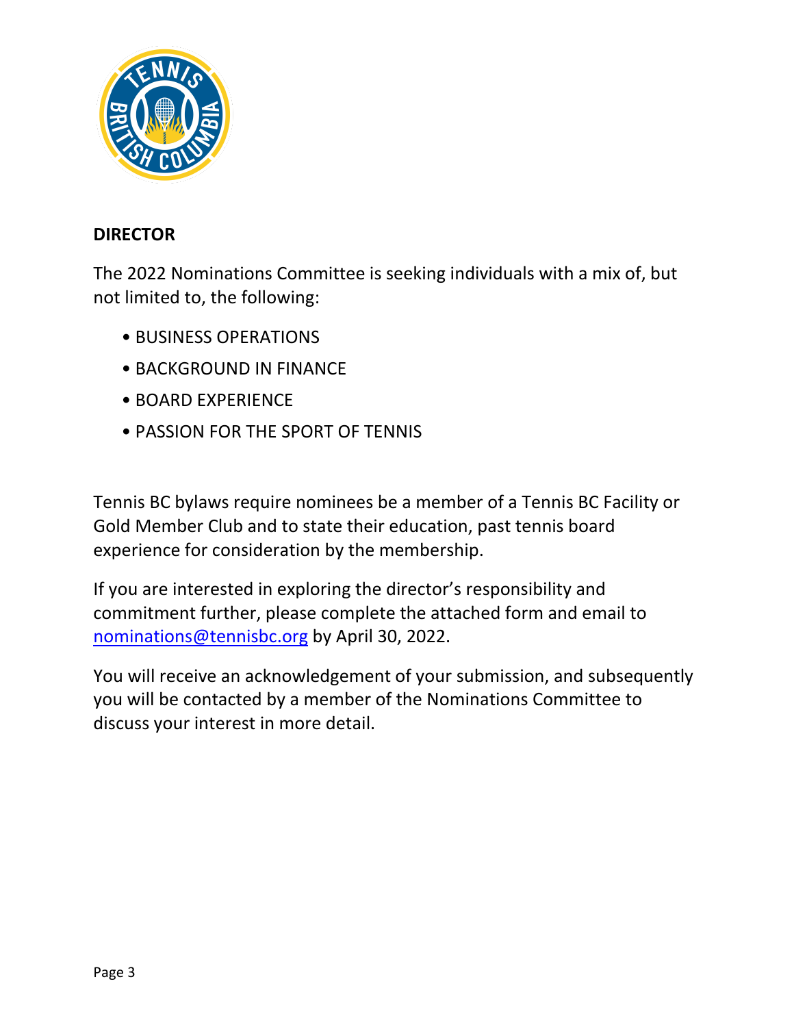**DIRECTOR**

The 2022 Nominations Committee is seeking individuals with a mix of, but not limited to, the following:

- BUSINESS OPERATIONS
- BACKGROUND IN FINANCE
- BOARD EXPERIENCE
- PASSION FOR THE SPORT OF TENNIS

Tennis BC bylaws require nominees be a member of a Tennis BC Facility or Gold Member Club and to state their education, past tennis board experience for consideration by the membership.

If you are interested in exploring the director's responsibility and commitment further, please complete the attached form and email to nominations@tennisbc.org by April 30, 2022.

You will receive an acknowledgement of your submission, and subsequently you will be contacted by a member of the Nominations Committee to discuss your interest in more detail.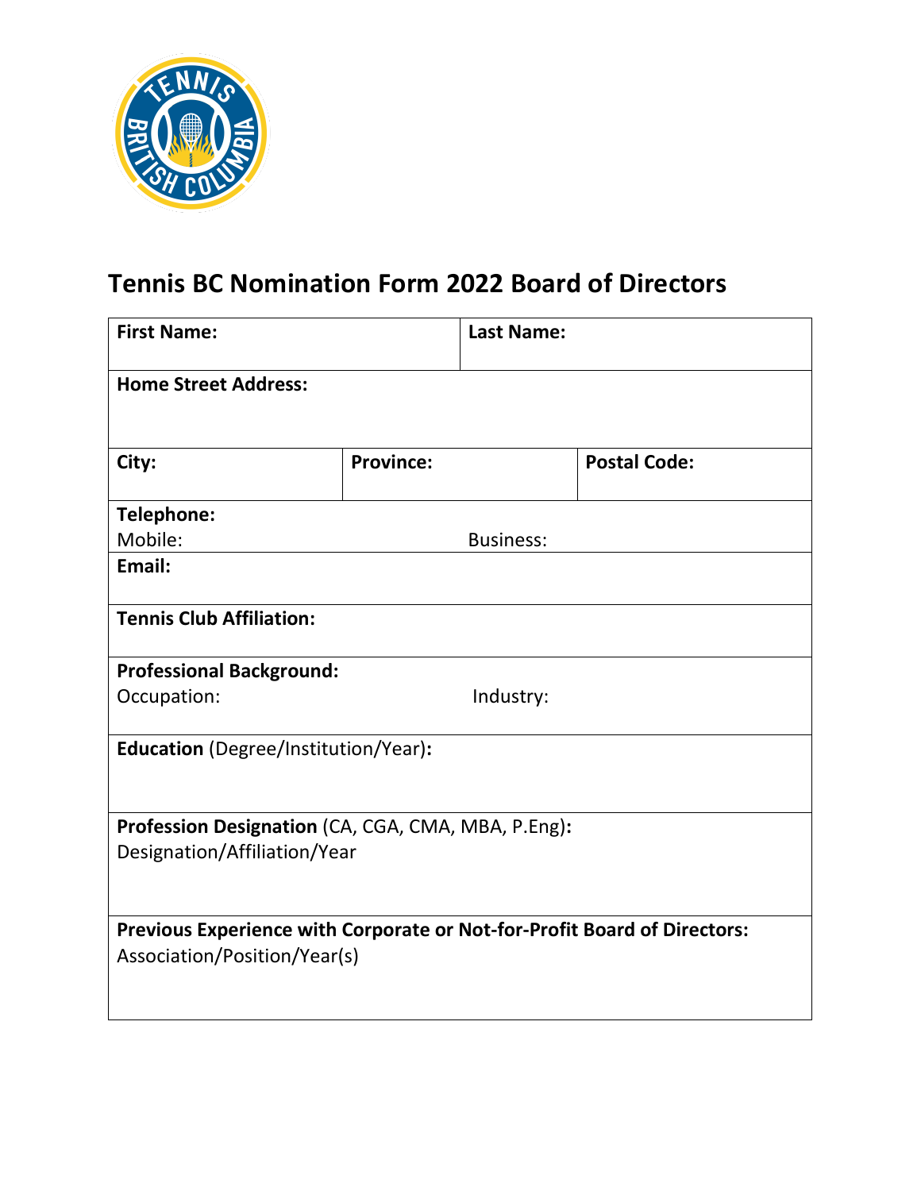# Tennis BC Nomination Form 2022 Board of Directors

| | | |
|---|---|---|
| **First Name:** | | **Last Name:** |
| **Home Street Address:** | | |
| **City:** | **Province:** | **Postal Code:** |
| **Telephone:**<br>Mobile: | | Business: |
| **Email:** | | |
| **Tennis Club Affiliation:** | | |
| **Professional Background:**<br>Occupation: | | Industry: |
| **Education** (Degree/Institution/Year)**:** | | |
| **Profession Designation** (CA, CGA, CMA, MBA, P.Eng)**:**<br>Designation/Affiliation/Year | | |
| **Previous Experience with Corporate or Not-for-Profit Board of Directors:**<br>Association/Position/Year(s) | | |